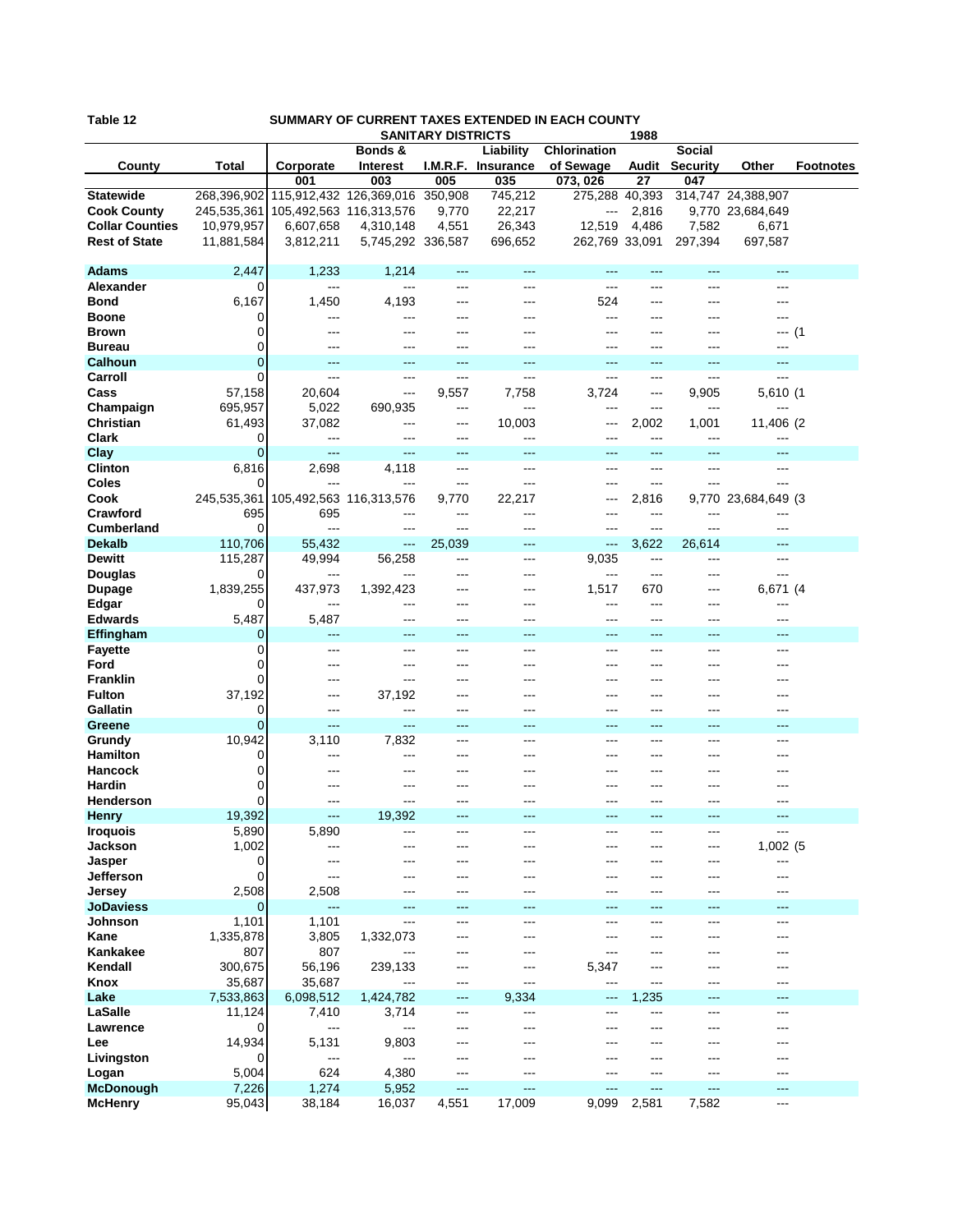Table 12 **SUMMARY OF CURRENT TAXES EXTENDED IN EACH COUNTY**

**SANITARY DISTRICTS** 1988

| County | Total | Corporate | Bonds & Interest | I.M.R.F. | Liability Insurance | Chlorination of Sewage | Audit | Social Security | Other | Footnotes |
|---|---|---|---|---|---|---|---|---|---|---|
| | | 001 | 003 | 005 | 035 | 073, 026 | 27 | 047 | | |
| **Statewide** | 268,396,902 | 115,912,432 | 126,369,016 | 350,908 | 745,212 | 275,288 | 40,393 | 314,747 | 24,388,907 | |
| **Cook County** | 245,535,361 | 105,492,563 | 116,313,576 | 9,770 | 22,217 | --- | 2,816 | 9,770 | 23,684,649 | |
| **Collar Counties** | 10,979,957 | 6,607,658 | 4,310,148 | 4,551 | 26,343 | 12,519 | 4,486 | 7,582 | 6,671 | |
| **Rest of State** | 11,881,584 | 3,812,211 | 5,745,292 | 336,587 | 696,652 | 262,769 | 33,091 | 297,394 | 697,587 | |
| **Adams** | 2,447 | 1,233 | 1,214 | --- | --- | --- | --- | --- | --- | |
| **Alexander** | 0 | --- | --- | --- | --- | --- | --- | --- | --- | |
| **Bond** | 6,167 | 1,450 | 4,193 | --- | --- | 524 | --- | --- | --- | |
| **Boone** | 0 | --- | --- | --- | --- | --- | --- | --- | --- | |
| **Brown** | 0 | --- | --- | --- | --- | --- | --- | --- | --- | (1 |
| **Bureau** | 0 | --- | --- | --- | --- | --- | --- | --- | --- | |
| **Calhoun** | 0 | --- | --- | --- | --- | --- | --- | --- | --- | |
| **Carroll** | 0 | --- | --- | --- | --- | --- | --- | --- | --- | |
| **Cass** | 57,158 | 20,604 | --- | 9,557 | 7,758 | 3,724 | --- | 9,905 | 5,610 | (1 |
| **Champaign** | 695,957 | 5,022 | 690,935 | --- | --- | --- | --- | --- | --- | |
| **Christian** | 61,493 | 37,082 | --- | --- | 10,003 | --- | 2,002 | 1,001 | 11,406 | (2 |
| **Clark** | 0 | --- | --- | --- | --- | --- | --- | --- | --- | |
| **Clay** | 0 | --- | --- | --- | --- | --- | --- | --- | --- | |
| **Clinton** | 6,816 | 2,698 | 4,118 | --- | --- | --- | --- | --- | --- | |
| **Coles** | 0 | --- | --- | --- | --- | --- | --- | --- | --- | |
| **Cook** | 245,535,361 | 105,492,563 | 116,313,576 | 9,770 | 22,217 | --- | 2,816 | 9,770 | 23,684,649 | (3 |
| **Crawford** | 695 | 695 | --- | --- | --- | --- | --- | --- | --- | |
| **Cumberland** | 0 | --- | --- | --- | --- | --- | --- | --- | --- | |
| **Dekalb** | 110,706 | 55,432 | --- | 25,039 | --- | --- | 3,622 | 26,614 | --- | |
| **Dewitt** | 115,287 | 49,994 | 56,258 | --- | --- | 9,035 | --- | --- | --- | |
| **Douglas** | 0 | --- | --- | --- | --- | --- | --- | --- | --- | |
| **Dupage** | 1,839,255 | 437,973 | 1,392,423 | --- | --- | 1,517 | 670 | --- | 6,671 | (4 |
| **Edgar** | 0 | --- | --- | --- | --- | --- | --- | --- | --- | |
| **Edwards** | 5,487 | 5,487 | --- | --- | --- | --- | --- | --- | --- | |
| **Effingham** | 0 | --- | --- | --- | --- | --- | --- | --- | --- | |
| **Fayette** | 0 | --- | --- | --- | --- | --- | --- | --- | --- | |
| **Ford** | 0 | --- | --- | --- | --- | --- | --- | --- | --- | |
| **Franklin** | 0 | --- | --- | --- | --- | --- | --- | --- | --- | |
| **Fulton** | 37,192 | --- | 37,192 | --- | --- | --- | --- | --- | --- | |
| **Gallatin** | 0 | --- | --- | --- | --- | --- | --- | --- | --- | |
| **Greene** | 0 | --- | --- | --- | --- | --- | --- | --- | --- | |
| **Grundy** | 10,942 | 3,110 | 7,832 | --- | --- | --- | --- | --- | --- | |
| **Hamilton** | 0 | --- | --- | --- | --- | --- | --- | --- | --- | |
| **Hancock** | 0 | --- | --- | --- | --- | --- | --- | --- | --- | |
| **Hardin** | 0 | --- | --- | --- | --- | --- | --- | --- | --- | |
| **Henderson** | 0 | --- | --- | --- | --- | --- | --- | --- | --- | |
| **Henry** | 19,392 | --- | 19,392 | --- | --- | --- | --- | --- | --- | |
| **Iroquois** | 5,890 | 5,890 | --- | --- | --- | --- | --- | --- | --- | |
| **Jackson** | 1,002 | --- | --- | --- | --- | --- | --- | --- | 1,002 | (5 |
| **Jasper** | 0 | --- | --- | --- | --- | --- | --- | --- | --- | |
| **Jefferson** | 0 | --- | --- | --- | --- | --- | --- | --- | --- | |
| **Jersey** | 2,508 | 2,508 | --- | --- | --- | --- | --- | --- | --- | |
| **JoDaviess** | 0 | --- | --- | --- | --- | --- | --- | --- | --- | |
| **Johnson** | 1,101 | 1,101 | --- | --- | --- | --- | --- | --- | --- | |
| **Kane** | 1,335,878 | 3,805 | 1,332,073 | --- | --- | --- | --- | --- | --- | |
| **Kankakee** | 807 | 807 | --- | --- | --- | --- | --- | --- | --- | |
| **Kendall** | 300,675 | 56,196 | 239,133 | --- | --- | 5,347 | --- | --- | --- | |
| **Knox** | 35,687 | 35,687 | --- | --- | --- | --- | --- | --- | --- | |
| **Lake** | 7,533,863 | 6,098,512 | 1,424,782 | --- | 9,334 | --- | 1,235 | --- | --- | |
| **LaSalle** | 11,124 | 7,410 | 3,714 | --- | --- | --- | --- | --- | --- | |
| **Lawrence** | 0 | --- | --- | --- | --- | --- | --- | --- | --- | |
| **Lee** | 14,934 | 5,131 | 9,803 | --- | --- | --- | --- | --- | --- | |
| **Livingston** | 0 | --- | --- | --- | --- | --- | --- | --- | --- | |
| **Logan** | 5,004 | 624 | 4,380 | --- | --- | --- | --- | --- | --- | |
| **McDonough** | 7,226 | 1,274 | 5,952 | --- | --- | --- | --- | --- | --- | |
| **McHenry** | 95,043 | 38,184 | 16,037 | 4,551 | 17,009 | 9,099 | 2,581 | 7,582 | --- | |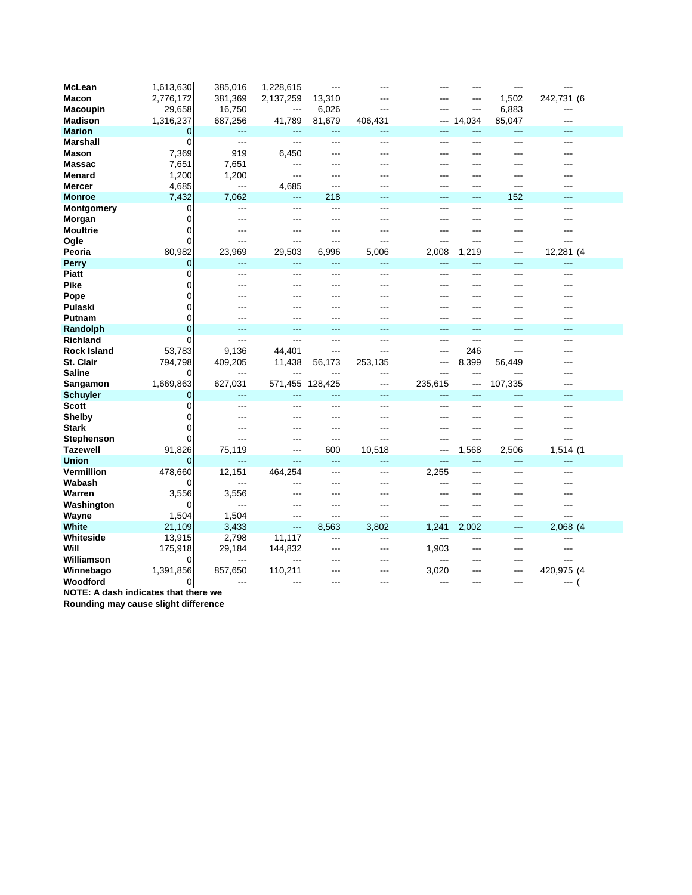| | | | | | | | | | | |
|---|---|---|---|---|---|---|---|---|---|---|
| **McLean** | 1,613,630 | 385,016 | 1,228,615 | --- | --- | --- | --- | --- | --- | |
| **Macon** | 2,776,172 | 381,369 | 2,137,259 | 13,310 | --- | --- | --- | 1,502 | 242,731 | (6 |
| **Macoupin** | 29,658 | 16,750 | --- | 6,026 | --- | --- | --- | 6,883 | --- | |
| **Madison** | 1,316,237 | 687,256 | 41,789 | 81,679 | 406,431 | --- | 14,034 | 85,047 | --- | |
| **Marion** | 0 | --- | --- | --- | --- | --- | --- | --- | --- | |
| **Marshall** | 0 | --- | --- | --- | --- | --- | --- | --- | --- | |
| **Mason** | 7,369 | 919 | 6,450 | --- | --- | --- | --- | --- | --- | |
| **Massac** | 7,651 | 7,651 | --- | --- | --- | --- | --- | --- | --- | |
| **Menard** | 1,200 | 1,200 | --- | --- | --- | --- | --- | --- | --- | |
| **Mercer** | 4,685 | --- | 4,685 | --- | --- | --- | --- | --- | --- | |
| **Monroe** | 7,432 | 7,062 | --- | 218 | --- | --- | --- | 152 | --- | |
| **Montgomery** | 0 | --- | --- | --- | --- | --- | --- | --- | --- | |
| **Morgan** | 0 | --- | --- | --- | --- | --- | --- | --- | --- | |
| **Moultrie** | 0 | --- | --- | --- | --- | --- | --- | --- | --- | |
| **Ogle** | 0 | --- | --- | --- | --- | --- | --- | --- | --- | |
| **Peoria** | 80,982 | 23,969 | 29,503 | 6,996 | 5,006 | 2,008 | 1,219 | --- | 12,281 | (4 |
| **Perry** | 0 | --- | --- | --- | --- | --- | --- | --- | --- | |
| **Piatt** | 0 | --- | --- | --- | --- | --- | --- | --- | --- | |
| **Pike** | 0 | --- | --- | --- | --- | --- | --- | --- | --- | |
| **Pope** | 0 | --- | --- | --- | --- | --- | --- | --- | --- | |
| **Pulaski** | 0 | --- | --- | --- | --- | --- | --- | --- | --- | |
| **Putnam** | 0 | --- | --- | --- | --- | --- | --- | --- | --- | |
| **Randolph** | 0 | --- | --- | --- | --- | --- | --- | --- | --- | |
| **Richland** | 0 | --- | --- | --- | --- | --- | --- | --- | --- | |
| **Rock Island** | 53,783 | 9,136 | 44,401 | --- | --- | --- | 246 | --- | --- | |
| **St. Clair** | 794,798 | 409,205 | 11,438 | 56,173 | 253,135 | --- | 8,399 | 56,449 | --- | |
| **Saline** | 0 | --- | --- | --- | --- | --- | --- | --- | --- | |
| **Sangamon** | 1,669,863 | 627,031 | 571,455 | 128,425 | --- | 235,615 | --- | 107,335 | --- | |
| **Schuyler** | 0 | --- | --- | --- | --- | --- | --- | --- | --- | |
| **Scott** | 0 | --- | --- | --- | --- | --- | --- | --- | --- | |
| **Shelby** | 0 | --- | --- | --- | --- | --- | --- | --- | --- | |
| **Stark** | 0 | --- | --- | --- | --- | --- | --- | --- | --- | |
| **Stephenson** | 0 | --- | --- | --- | --- | --- | --- | --- | --- | |
| **Tazewell** | 91,826 | 75,119 | --- | 600 | 10,518 | --- | 1,568 | 2,506 | 1,514 | (1 |
| **Union** | 0 | --- | --- | --- | --- | --- | --- | --- | --- | |
| **Vermillion** | 478,660 | 12,151 | 464,254 | --- | --- | 2,255 | --- | --- | --- | |
| **Wabash** | 0 | --- | --- | --- | --- | --- | --- | --- | --- | |
| **Warren** | 3,556 | 3,556 | --- | --- | --- | --- | --- | --- | --- | |
| **Washington** | 0 | --- | --- | --- | --- | --- | --- | --- | --- | |
| **Wayne** | 1,504 | 1,504 | --- | --- | --- | --- | --- | --- | --- | |
| **White** | 21,109 | 3,433 | --- | 8,563 | 3,802 | 1,241 | 2,002 | --- | 2,068 | (4 |
| **Whiteside** | 13,915 | 2,798 | 11,117 | --- | --- | --- | --- | --- | --- | |
| **Will** | 175,918 | 29,184 | 144,832 | --- | --- | 1,903 | --- | --- | --- | |
| **Williamson** | 0 | --- | --- | --- | --- | --- | --- | --- | --- | |
| **Winnebago** | 1,391,856 | 857,650 | 110,211 | --- | --- | 3,020 | --- | --- | 420,975 | (4 |
| **Woodford** | 0 | --- | --- | --- | --- | --- | --- | --- | --- | ( |

**NOTE: A dash indicates that there we**

**Rounding may cause slight difference**